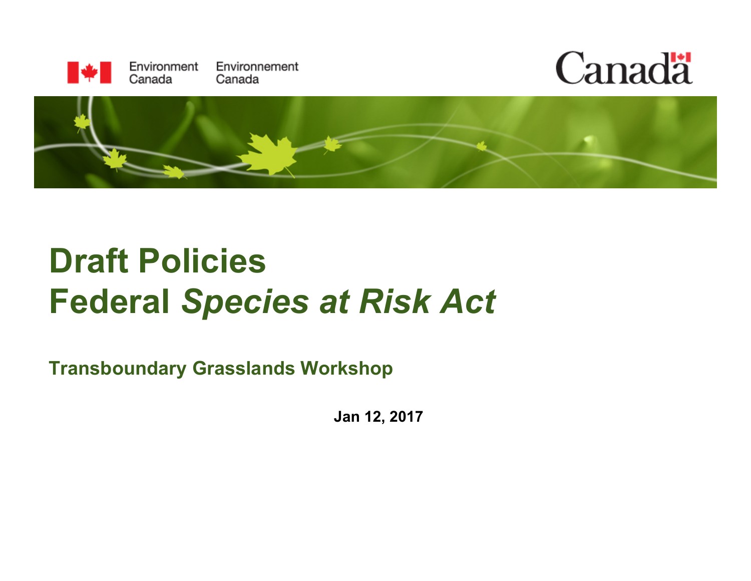Environment Canada Environnement Canada

Canada

# Draft Policies
# Federal *Species at Risk Act*

**Transboundary Grasslands Workshop**

**Jan 12, 2017**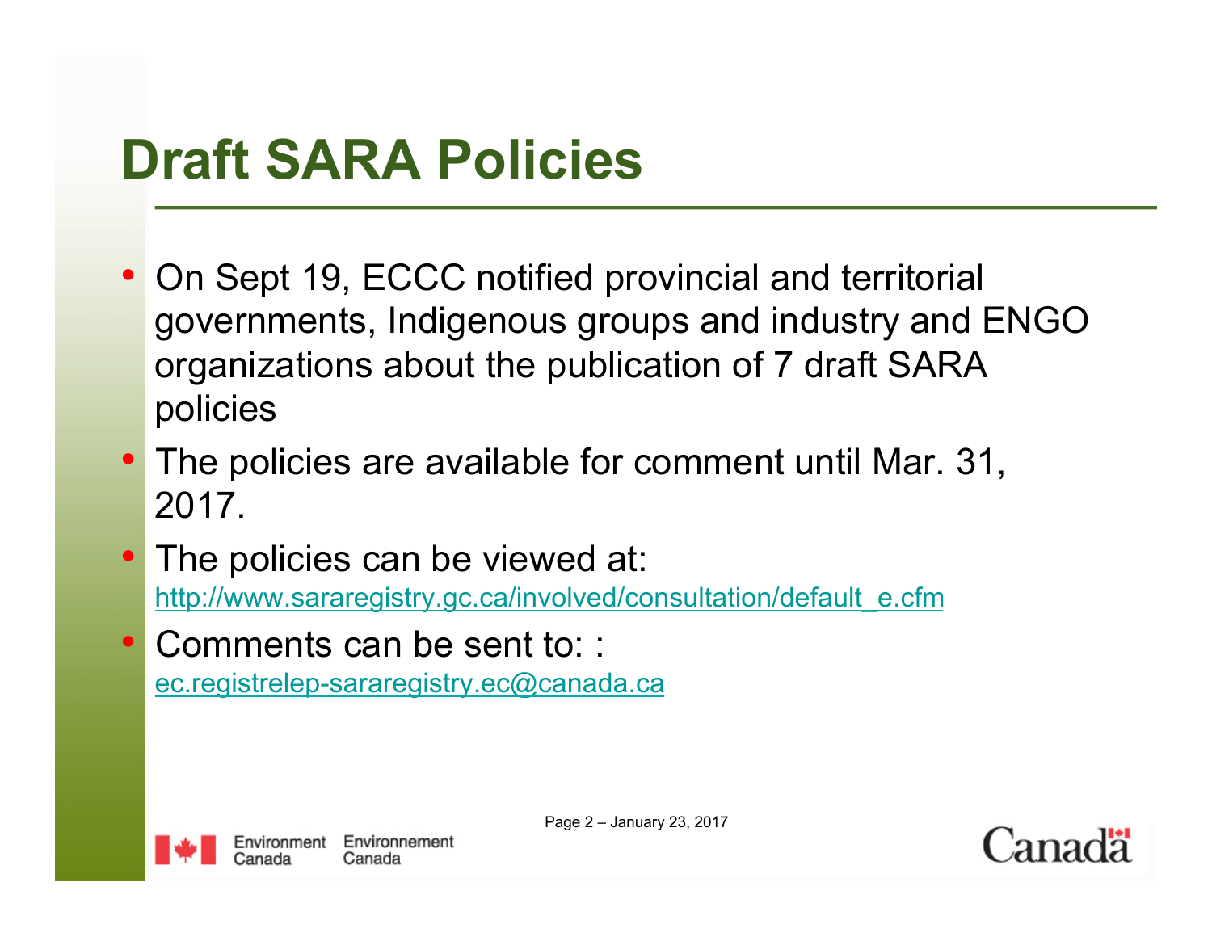# Draft SARA Policies

- On Sept 19, ECCC notified provincial and territorial governments, Indigenous groups and industry and ENGO organizations about the publication of 7 draft SARA policies
- The policies are available for comment until Mar. 31, 2017.
- The policies can be viewed at: http://www.sararegistry.gc.ca/involved/consultation/default_e.cfm
- Comments can be sent to: : ec.registrelep-sararegistry.ec@canada.ca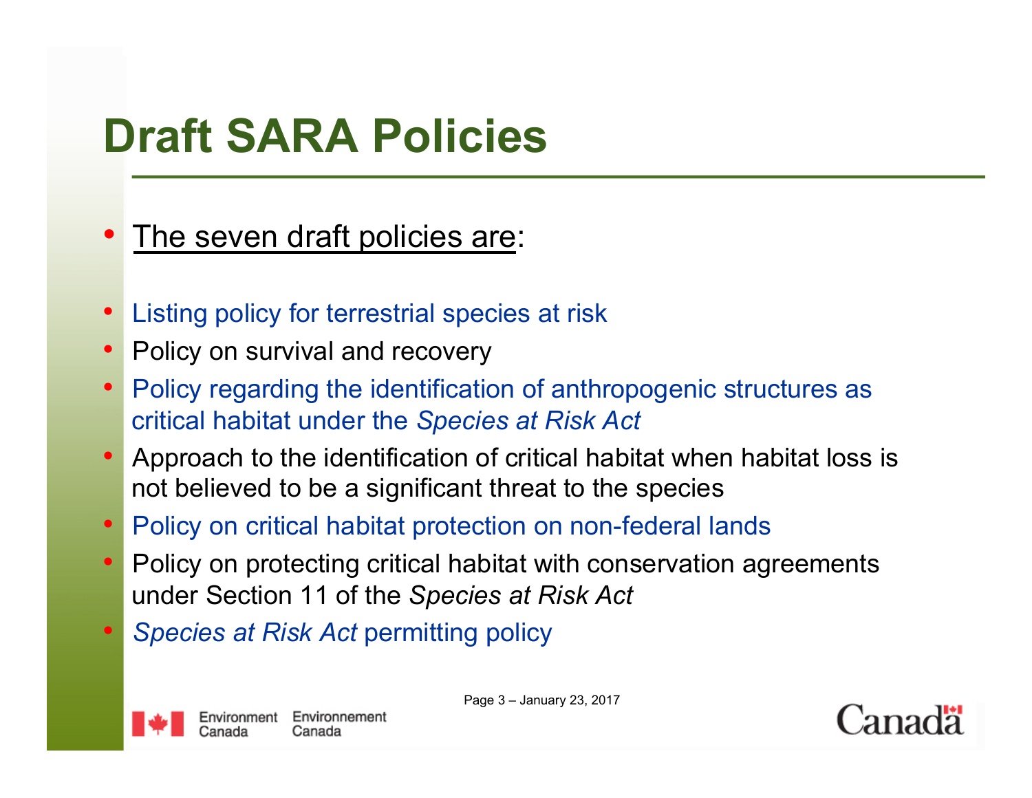# Draft SARA Policies

- The seven draft policies are:

- Listing policy for terrestrial species at risk
- Policy on survival and recovery
- Policy regarding the identification of anthropogenic structures as critical habitat under the *Species at Risk Act*
- Approach to the identification of critical habitat when habitat loss is not believed to be a significant threat to the species
- Policy on critical habitat protection on non-federal lands
- Policy on protecting critical habitat with conservation agreements under Section 11 of the *Species at Risk Act*
- *Species at Risk Act* permitting policy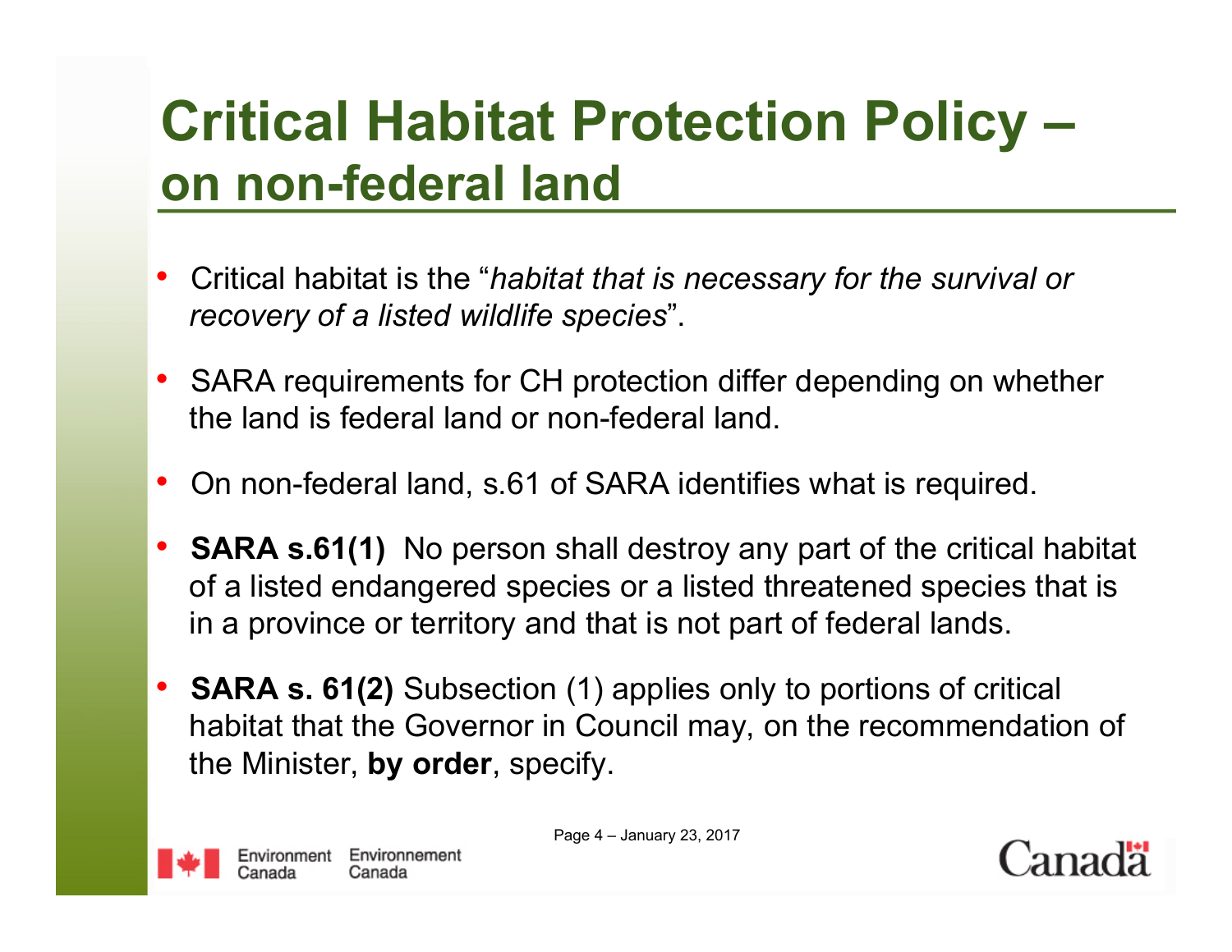# Critical Habitat Protection Policy – on non-federal land

- Critical habitat is the "*habitat that is necessary for the survival or recovery of a listed wildlife species*".
- SARA requirements for CH protection differ depending on whether the land is federal land or non-federal land.
- On non-federal land, s.61 of SARA identifies what is required.
- **SARA s.61(1)** No person shall destroy any part of the critical habitat of a listed endangered species or a listed threatened species that is in a province or territory and that is not part of federal lands.
- **SARA s. 61(2)** Subsection (1) applies only to portions of critical habitat that the Governor in Council may, on the recommendation of the Minister, **by order**, specify.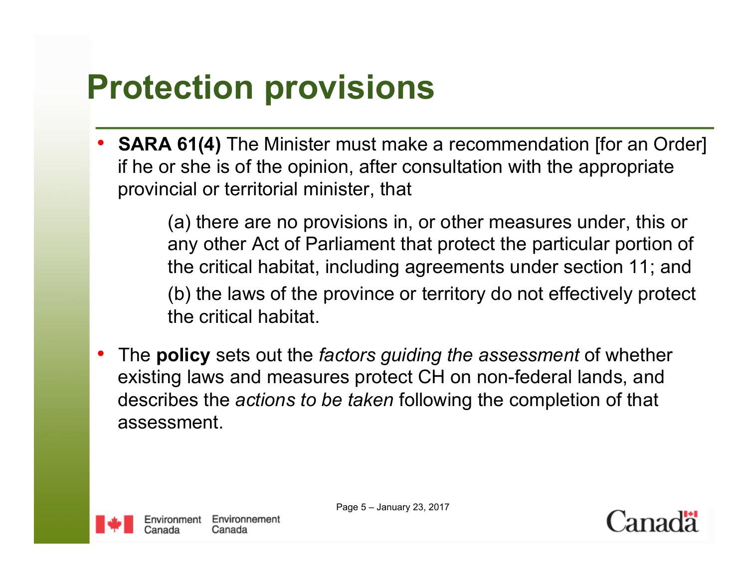# Protection provisions

- **SARA 61(4)** The Minister must make a recommendation [for an Order] if he or she is of the opinion, after consultation with the appropriate provincial or territorial minister, that

  (a) there are no provisions in, or other measures under, this or any other Act of Parliament that protect the particular portion of the critical habitat, including agreements under section 11; and

  (b) the laws of the province or territory do not effectively protect the critical habitat.

- The **policy** sets out the *factors guiding the assessment* of whether existing laws and measures protect CH on non-federal lands, and describes the *actions to be taken* following the completion of that assessment.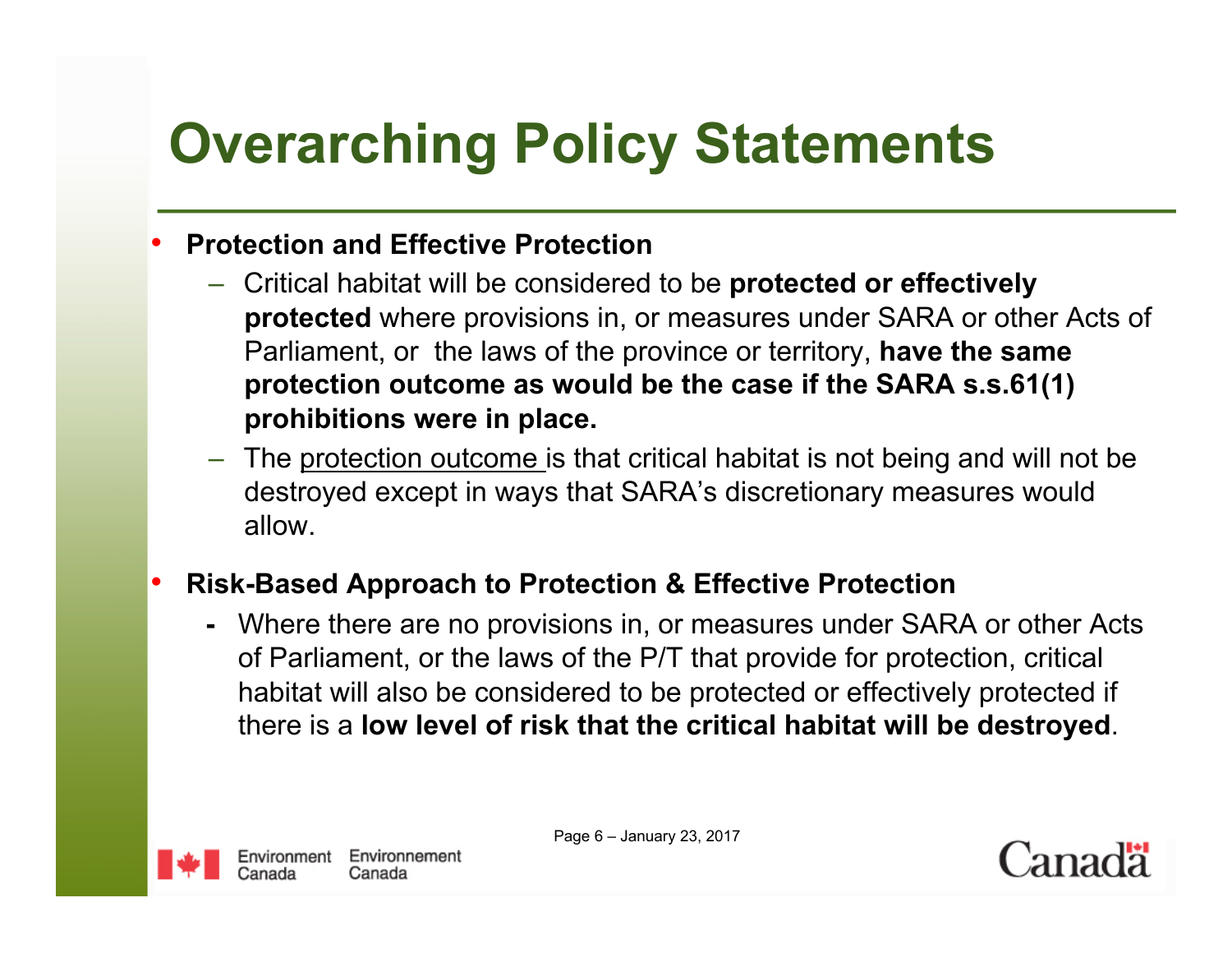# Overarching Policy Statements

- **Protection and Effective Protection**
  - Critical habitat will be considered to be **protected or effectively protected** where provisions in, or measures under SARA or other Acts of Parliament, or the laws of the province or territory, **have the same protection outcome as would be the case if the SARA s.s.61(1) prohibitions were in place.**
  - The protection outcome is that critical habitat is not being and will not be destroyed except in ways that SARA's discretionary measures would allow.

- **Risk-Based Approach to Protection & Effective Protection**
  - Where there are no provisions in, or measures under SARA or other Acts of Parliament, or the laws of the P/T that provide for protection, critical habitat will also be considered to be protected or effectively protected if there is a **low level of risk that the critical habitat will be destroyed**.

Page 6 – January 23, 2017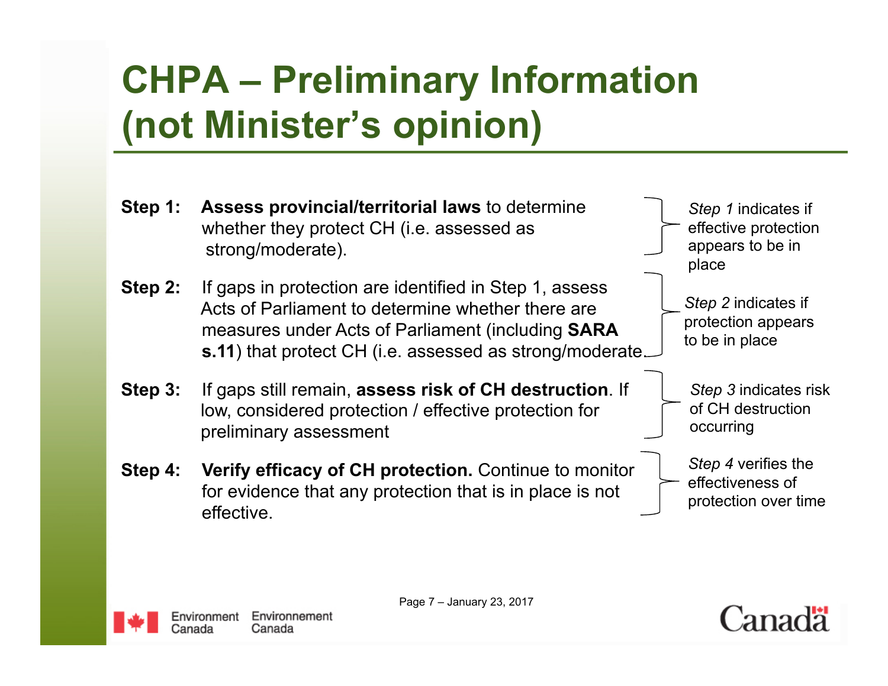# CHPA – Preliminary Information (not Minister's opinion)

**Step 1:** **Assess provincial/territorial laws** to determine whether they protect CH (i.e. assessed as strong/moderate).

*Step 1* indicates if effective protection appears to be in place

**Step 2:** If gaps in protection are identified in Step 1, assess Acts of Parliament to determine whether there are measures under Acts of Parliament (including **SARA s.11**) that protect CH (i.e. assessed as strong/moderate.

*Step 2* indicates if protection appears to be in place

**Step 3:** If gaps still remain, **assess risk of CH destruction**. If low, considered protection / effective protection for preliminary assessment

*Step 3* indicates risk of CH destruction occurring

**Step 4:** **Verify efficacy of CH protection.** Continue to monitor for evidence that any protection that is in place is not effective.

*Step 4* verifies the effectiveness of protection over time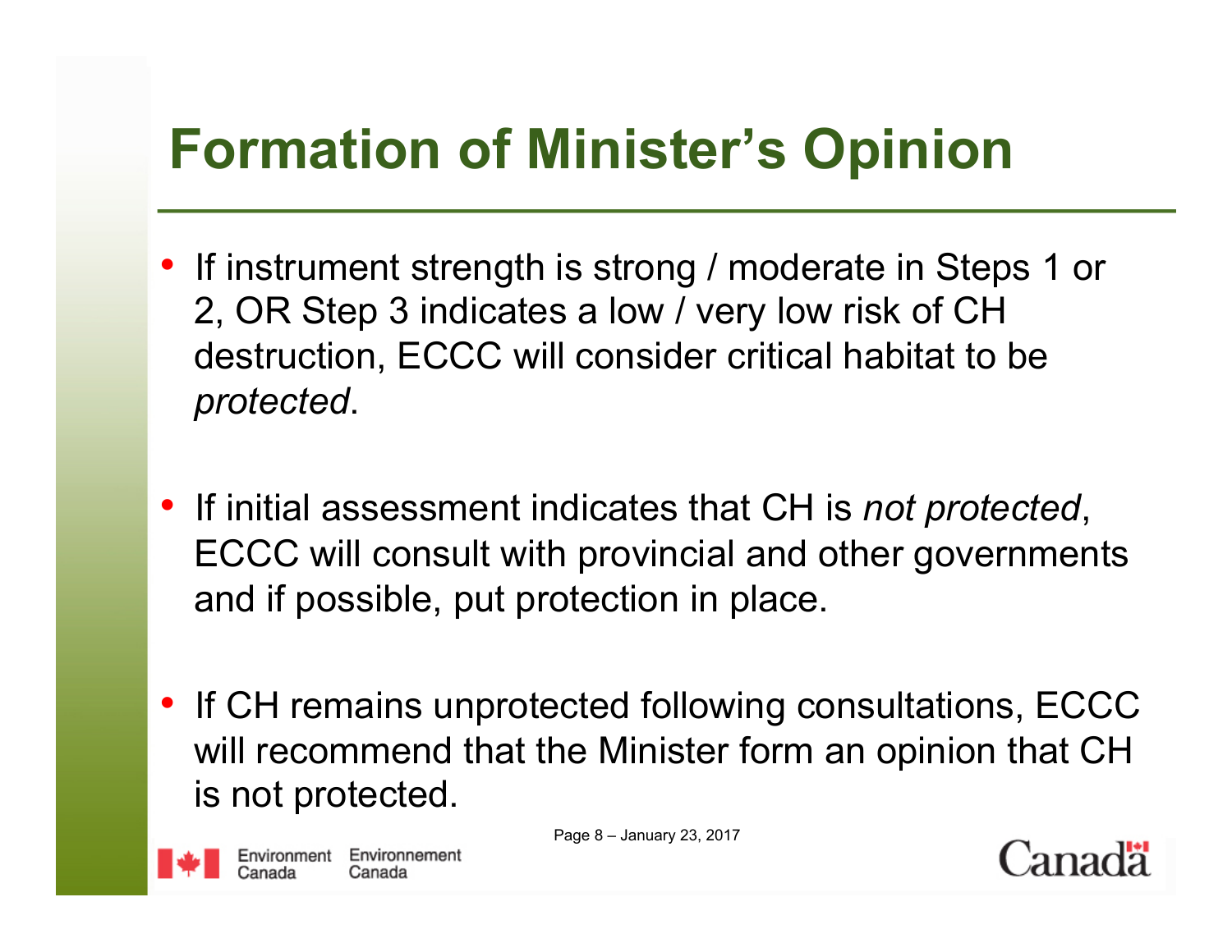# Formation of Minister's Opinion

- If instrument strength is strong / moderate in Steps 1 or 2, OR Step 3 indicates a low / very low risk of CH destruction, ECCC will consider critical habitat to be *protected*.

- If initial assessment indicates that CH is *not protected*, ECCC will consult with provincial and other governments and if possible, put protection in place.

- If CH remains unprotected following consultations, ECCC will recommend that the Minister form an opinion that CH is not protected.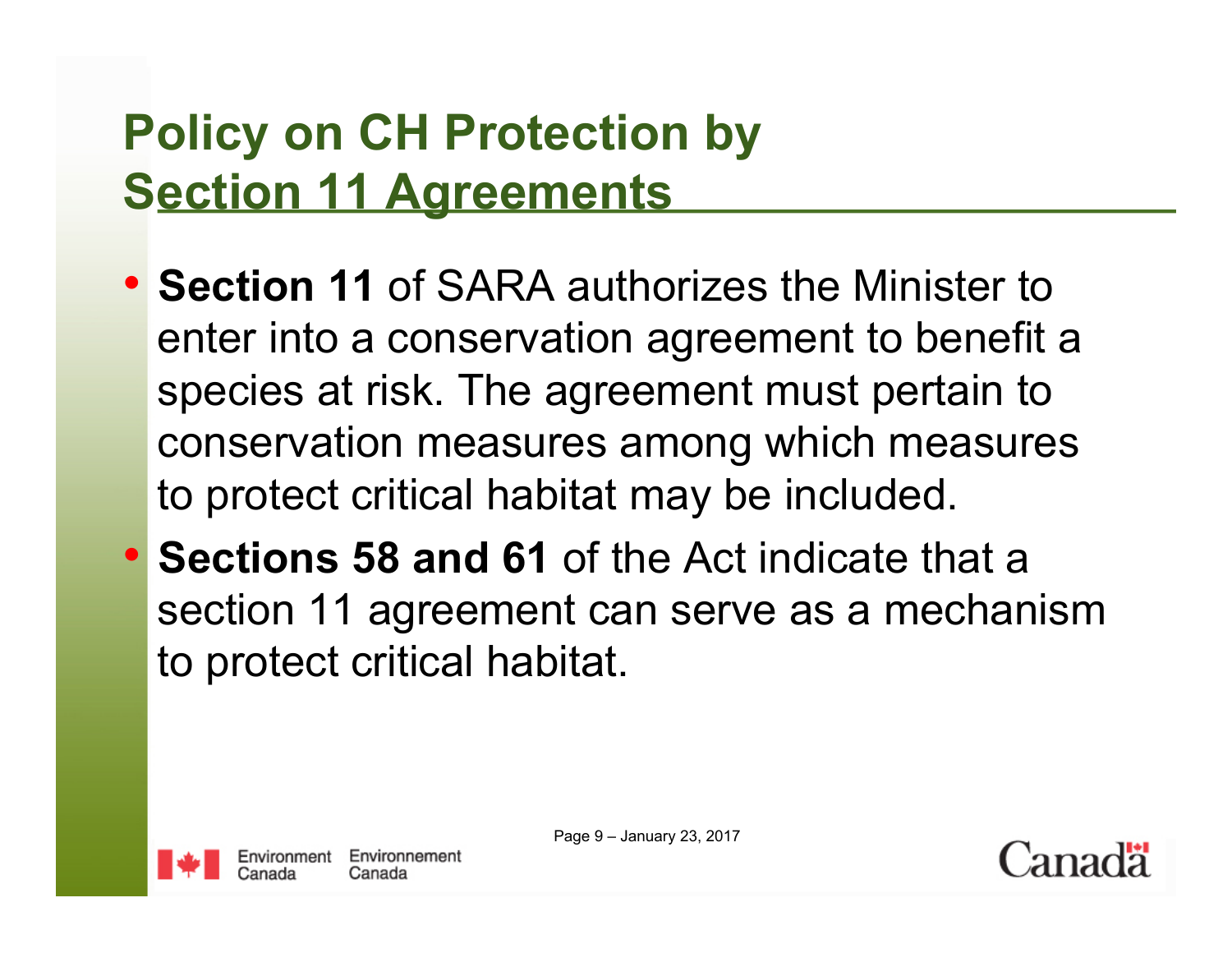# Policy on CH Protection by Section 11 Agreements

- **Section 11** of SARA authorizes the Minister to enter into a conservation agreement to benefit a species at risk. The agreement must pertain to conservation measures among which measures to protect critical habitat may be included.
- **Sections 58 and 61** of the Act indicate that a section 11 agreement can serve as a mechanism to protect critical habitat.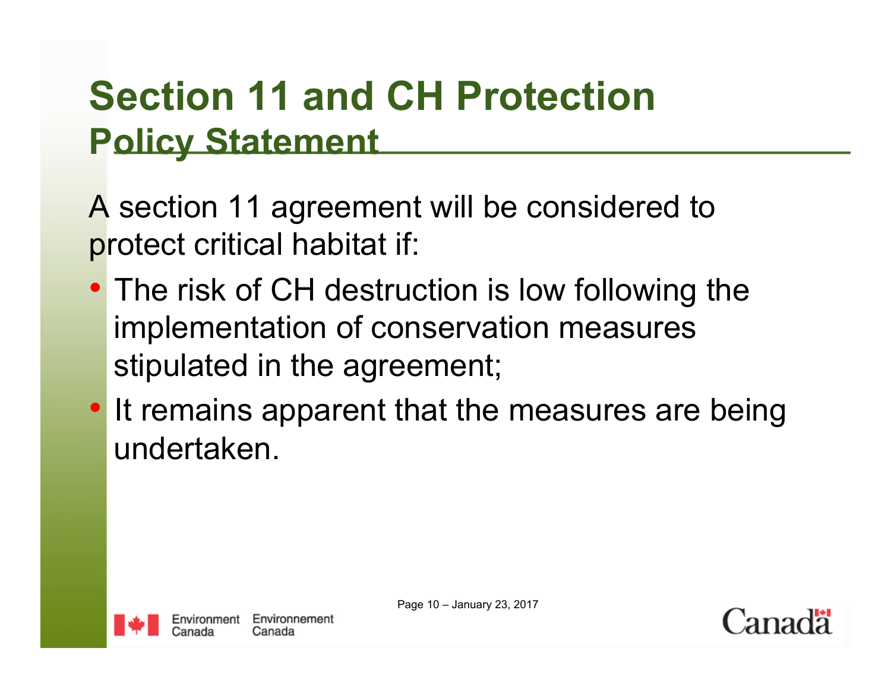# Section 11 and CH Protection

## Policy Statement

A section 11 agreement will be considered to protect critical habitat if:

- The risk of CH destruction is low following the implementation of conservation measures stipulated in the agreement;
- It remains apparent that the measures are being undertaken.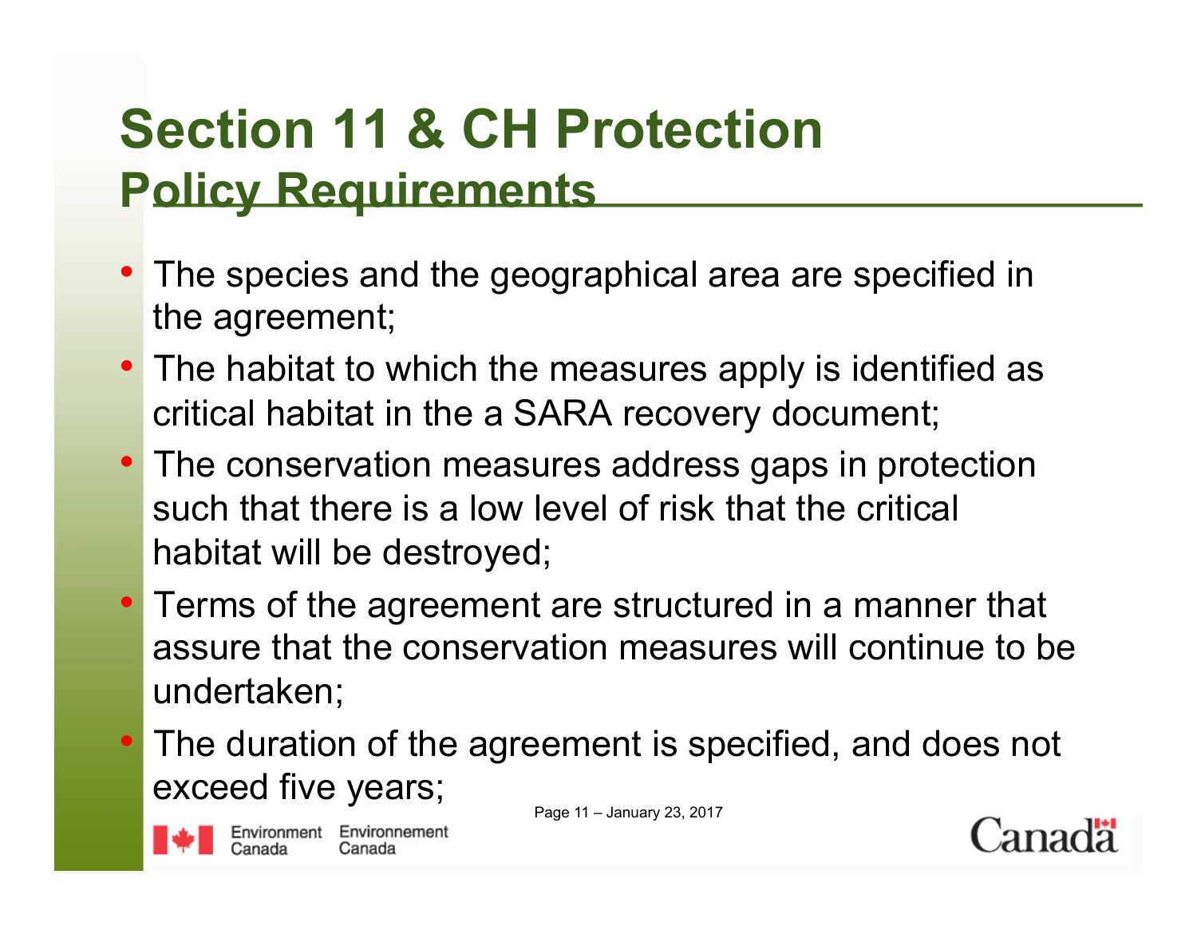# Section 11 & CH Protection

## Policy Requirements

- The species and the geographical area are specified in the agreement;
- The habitat to which the measures apply is identified as critical habitat in the a SARA recovery document;
- The conservation measures address gaps in protection such that there is a low level of risk that the critical habitat will be destroyed;
- Terms of the agreement are structured in a manner that assure that the conservation measures will continue to be undertaken;
- The duration of the agreement is specified, and does not exceed five years;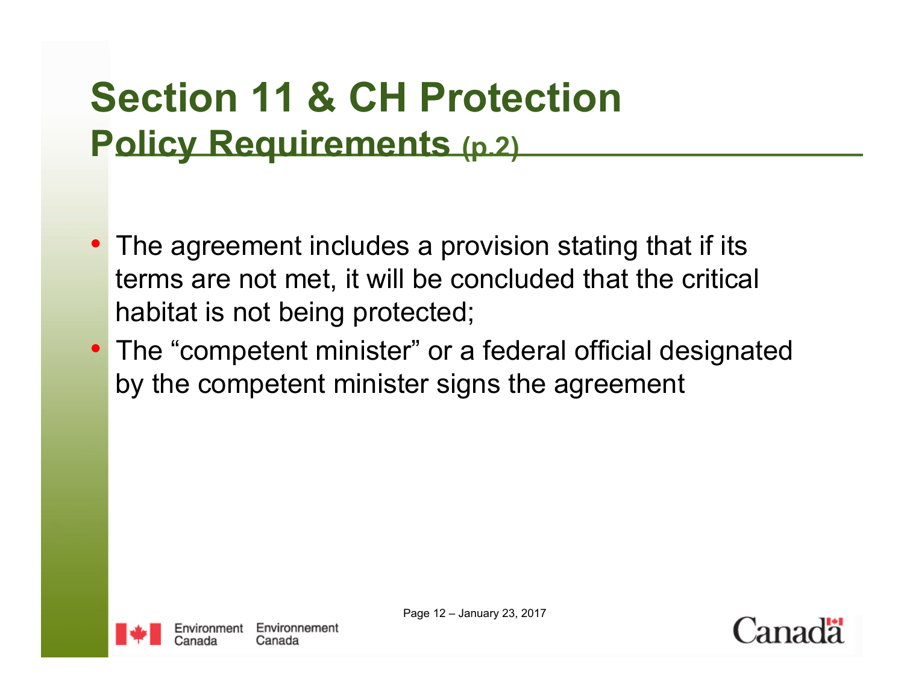# Section 11 & CH Protection

## Policy Requirements (p.2)

- The agreement includes a provision stating that if its terms are not met, it will be concluded that the critical habitat is not being protected;
- The "competent minister" or a federal official designated by the competent minister signs the agreement